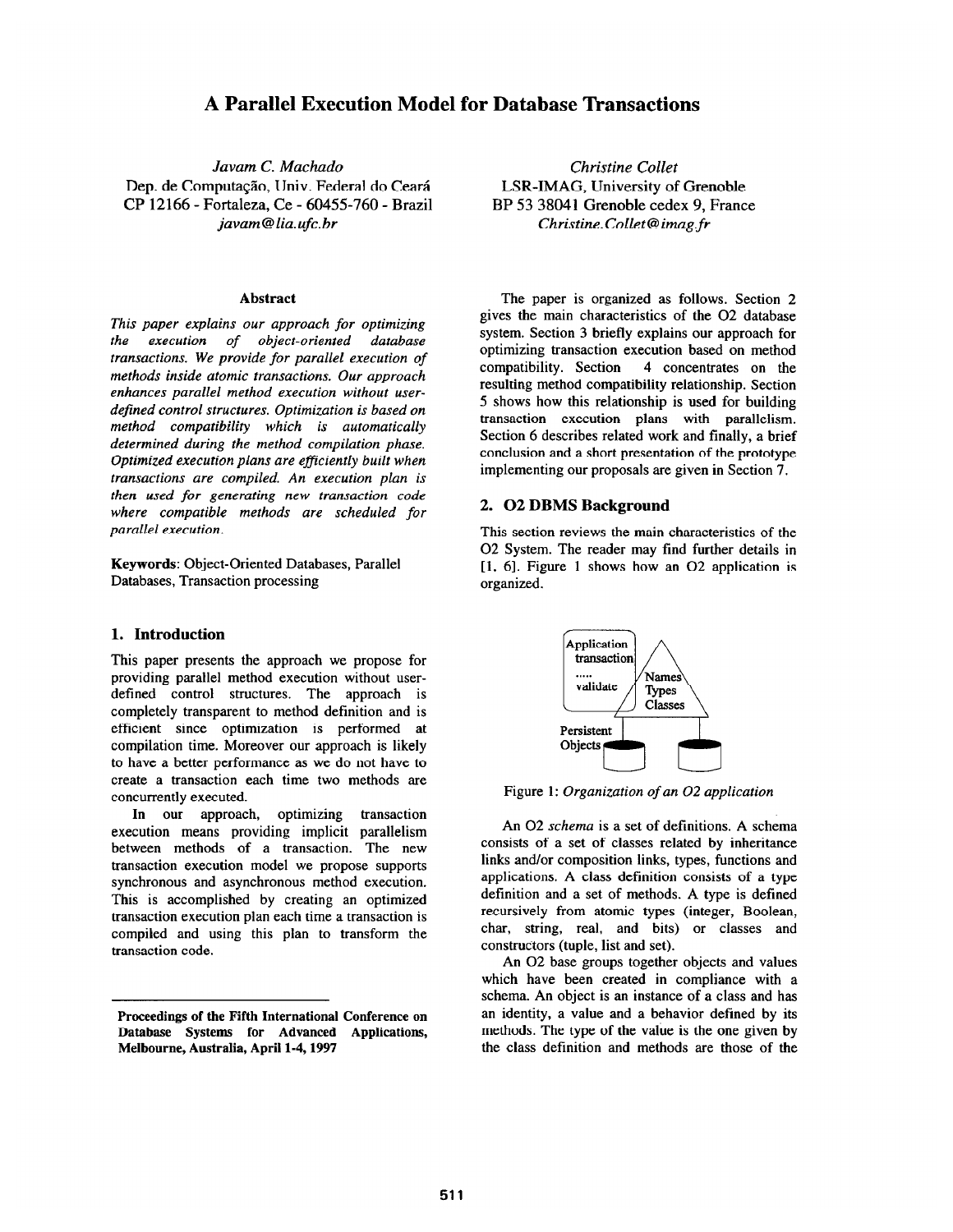# A Parallel Execution Model for Database Transactions

*Javam C. Machado*
Dep. de Computação, Univ. Federal do Ceará
CP 12166 - Fortaleza, Ce - 60455-760 - Brazil
*javam@lia.ufc.br*

*Christine Collet*
LSR-IMAG, University of Grenoble
BP 53 38041 Grenoble cedex 9, France
*Christine.Collet@imag.fr*

### Abstract

*This paper explains our approach for optimizing the execution of object-oriented database transactions. We provide for parallel execution of methods inside atomic transactions. Our approach enhances parallel method execution without user-defined control structures. Optimization is based on method compatibility which is automatically determined during the method compilation phase. Optimized execution plans are efficiently built when transactions are compiled. An execution plan is then used for generating new transaction code where compatible methods are scheduled for parallel execution.*

**Keywords**: Object-Oriented Databases, Parallel Databases, Transaction processing

## 1. Introduction

This paper presents the approach we propose for providing parallel method execution without user-defined control structures. The approach is completely transparent to method definition and is efficient since optimization is performed at compilation time. Moreover our approach is likely to have a better performance as we do not have to create a transaction each time two methods are concurrently executed.

In our approach, optimizing transaction execution means providing implicit parallelism between methods of a transaction. The new transaction execution model we propose supports synchronous and asynchronous method execution. This is accomplished by creating an optimized transaction execution plan each time a transaction is compiled and using this plan to transform the transaction code.

**Proceedings of the Fifth International Conference on Database Systems for Advanced Applications, Melbourne, Australia, April 1-4, 1997**

The paper is organized as follows. Section 2 gives the main characteristics of the O2 database system. Section 3 briefly explains our approach for optimizing transaction execution based on method compatibility. Section 4 concentrates on the resulting method compatibility relationship. Section 5 shows how this relationship is used for building transaction execution plans with parallelism. Section 6 describes related work and finally, a brief conclusion and a short presentation of the prototype implementing our proposals are given in Section 7.

## 2. O2 DBMS Background

This section reviews the main characteristics of the O2 System. The reader may find further details in [1, 6]. Figure 1 shows how an O2 application is organized.

Application transaction ..... validate | Names Types Classes | Persistent Objects

Figure 1: *Organization of an O2 application*

An O2 *schema* is a set of definitions. A schema consists of a set of classes related by inheritance links and/or composition links, types, functions and applications. A class definition consists of a type definition and a set of methods. A type is defined recursively from atomic types (integer, Boolean, char, string, real, and bits) or classes and constructors (tuple, list and set).

An O2 base groups together objects and values which have been created in compliance with a schema. An object is an instance of a class and has an identity, a value and a behavior defined by its methods. The type of the value is the one given by the class definition and methods are those of the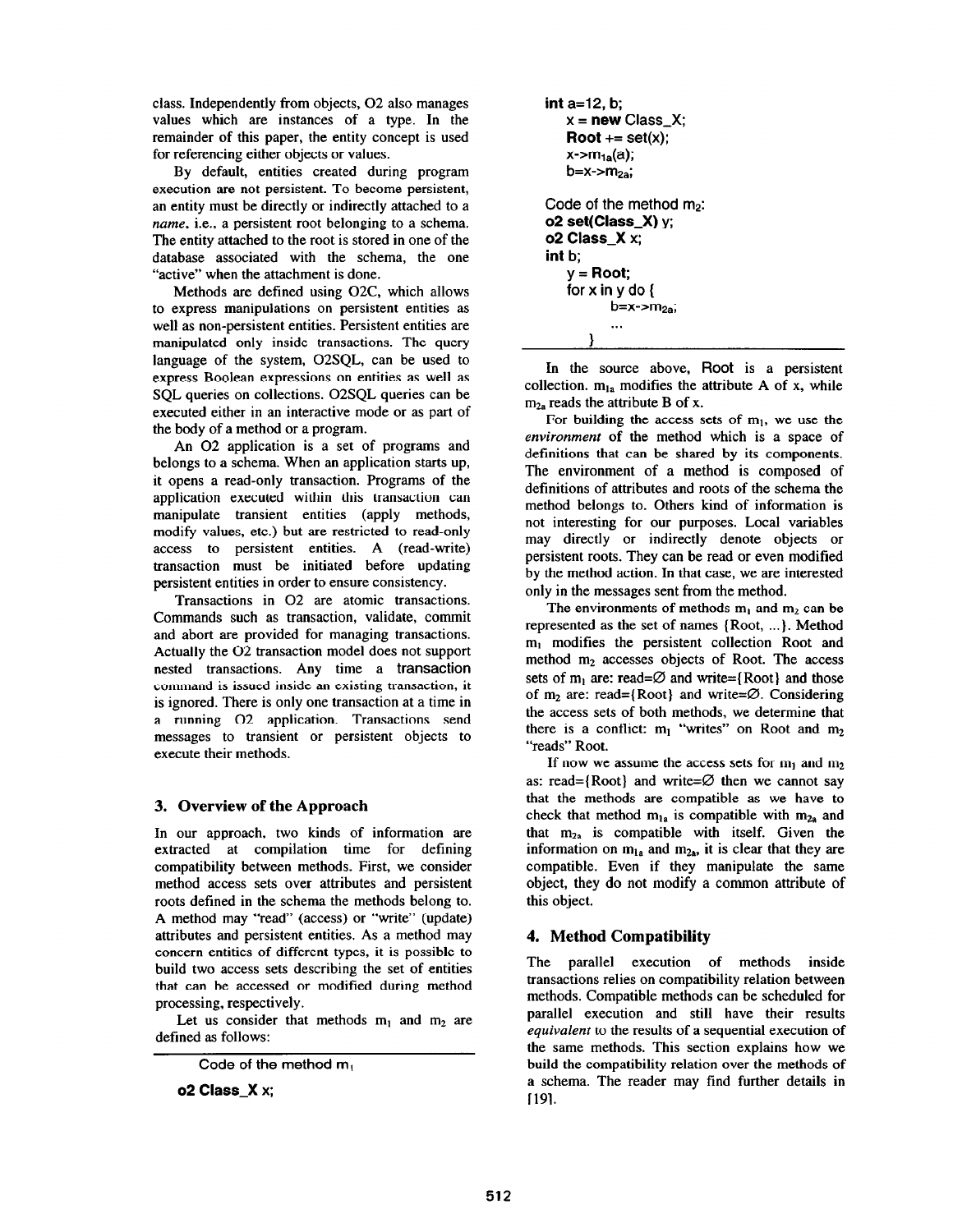class. Independently from objects, O2 also manages values which are instances of a type. In the remainder of this paper, the entity concept is used for referencing either objects or values.

By default, entities created during program execution are not persistent. To become persistent, an entity must be directly or indirectly attached to a *name*, i.e., a persistent root belonging to a schema. The entity attached to the root is stored in one of the database associated with the schema, the one "active" when the attachment is done.

Methods are defined using O2C, which allows to express manipulations on persistent entities as well as non-persistent entities. Persistent entities are manipulated only inside transactions. The query language of the system, O2SQL, can be used to express Boolean expressions on entities as well as SQL queries on collections. O2SQL queries can be executed either in an interactive mode or as part of the body of a method or a program.

An O2 application is a set of programs and belongs to a schema. When an application starts up, it opens a read-only transaction. Programs of the application executed within this transaction can manipulate transient entities (apply methods, modify values, etc.) but are restricted to read-only access to persistent entities. A (read-write) transaction must be initiated before updating persistent entities in order to ensure consistency.

Transactions in O2 are atomic transactions. Commands such as transaction, validate, commit and abort are provided for managing transactions. Actually the O2 transaction model does not support nested transactions. Any time a transaction command is issued inside an existing transaction, it is ignored. There is only one transaction at a time in a running O2 application. Transactions send messages to transient or persistent objects to execute their methods.

## 3. Overview of the Approach

In our approach, two kinds of information are extracted at compilation time for defining compatibility between methods. First, we consider method access sets over attributes and persistent roots defined in the schema the methods belong to. A method may "read" (access) or "write" (update) attributes and persistent entities. As a method may concern entities of different types, it is possible to build two access sets describing the set of entities that can be accessed or modified during method processing, respectively.

Let us consider that methods $m_1$ and $m_2$ are defined as follows:

```
Code of the method m1
o2 Class_X x;
int a=12, b;
   x = new Class_X;
   Root += set(x);
   x->m1a(a);
   b=x->m2a;

Code of the method m2:
o2 set(Class_X) y;
o2 Class_X x;
int b;
   y = Root;
   for x in y do {
         b=x->m2a;
         ...
   }
```

In the source above, Root is a persistent collection. $m_{1a}$ modifies the attribute A of x, while $m_{2a}$ reads the attribute B of x.

For building the access sets of $m_1$, we use the *environment* of the method which is a space of definitions that can be shared by its components. The environment of a method is composed of definitions of attributes and roots of the schema the method belongs to. Others kind of information is not interesting for our purposes. Local variables may directly or indirectly denote objects or persistent roots. They can be read or even modified by the method action. In that case, we are interested only in the messages sent from the method.

The environments of methods $m_1$ and $m_2$ can be represented as the set of names {Root, ...}. Method $m_1$ modifies the persistent collection Root and method $m_2$ accesses objects of Root. The access sets of $m_1$ are: read=∅ and write={Root} and those of $m_2$ are: read={Root} and write=∅. Considering the access sets of both methods, we determine that there is a conflict: $m_1$ "writes" on Root and $m_2$ "reads" Root.

If now we assume the access sets for $m_1$ and $m_2$ as: read={Root} and write=∅ then we cannot say that the methods are compatible as we have to check that method $m_{1a}$ is compatible with $m_{2a}$ and that $m_{2a}$ is compatible with itself. Given the information on $m_{1a}$ and $m_{2a}$, it is clear that they are compatible. Even if they manipulate the same object, they do not modify a common attribute of this object.

## 4. Method Compatibility

The parallel execution of methods inside transactions relies on compatibility relation between methods. Compatible methods can be scheduled for parallel execution and still have their results *equivalent* to the results of a sequential execution of the same methods. This section explains how we build the compatibility relation over the methods of a schema. The reader may find further details in [19].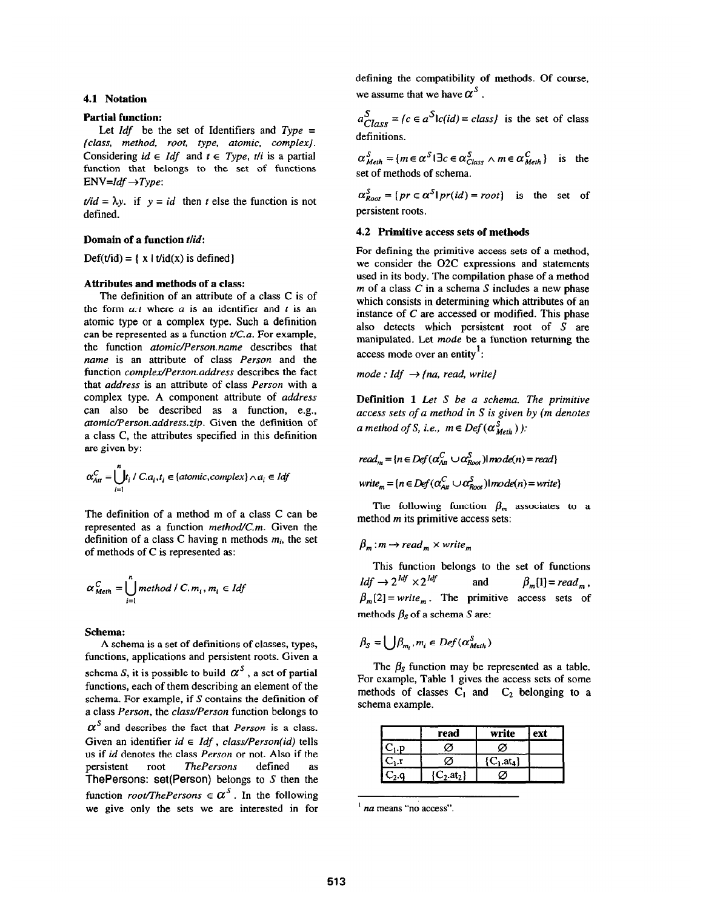### 4.1 Notation

**Partial function:**

Let *Idf* be the set of Identifiers and *Type* = {*class, method, root, type, atomic, complex*}. Considering $id \in Idf$ and $t \in Type$, *t/i* is a partial function that belongs to the set of functions ENV=*Idf* →*Type*:

*t/id* = λy. if *y* = *id* then *t* else the function is not defined.

**Domain of a function *t/id*:**

Def(t/id) = { x | t/id(x) is defined}

**Attributes and methods of a class:**

The definition of an attribute of a class C is of the form *a:t* where *a* is an identifier and *t* is an atomic type or a complex type. Such a definition can be represented as a function *t/C.a*. For example, the function *atomic/Person.name* describes that *name* is an attribute of class *Person* and the function *complex/Person.address* describes the fact that *address* is an attribute of class *Person* with a complex type. A component attribute of *address* can also be described as a function, e.g., *atomic/Person.address.zip*. Given the definition of a class C, the attributes specified in this definition are given by:

$$\alpha^{C}_{Att} = \bigcup_{i=1}^{n} t_i \,/\, C.a_i, t_i \in \{atomic, complex\} \wedge a_i \in Idf$$

The definition of a method m of a class C can be represented as a function *method/C.m*. Given the definition of a class C having n methods $m_i$, the set of methods of C is represented as:

$$\alpha^{C}_{Meth} = \bigcup_{i=1}^{n} method \,/\, C.m_i, m_i \in Idf$$

**Schema:**

A schema is a set of definitions of classes, types, functions, applications and persistent roots. Given a schema *S*, it is possible to build $\alpha^S$, a set of partial functions, each of them describing an element of the schema. For example, if *S* contains the definition of a class *Person*, the *class/Person* function belongs to $\alpha^S$ and describes the fact that *Person* is a class. Given an identifier $id \in Idf$, *class/Person(id)* tells us if *id* denotes the class *Person* or not. Also if the persistent root *ThePersons* defined as ThePersons: set(Person) belongs to *S* then the function *root/ThePersons* $\in \alpha^S$. In the following we give only the sets we are interested in for defining the compatibility of methods. Of course, we assume that we have $\alpha^S$.

$\alpha^S_{Class} = \{c \in \alpha^S | c(id) = class\}$ is the set of class definitions.

$\alpha^S_{Meth} = \{m \in \alpha^S | \exists c \in \alpha^S_{Class} \wedge m \in \alpha^C_{Meth}\}$ is the set of methods of schema.

$\alpha^S_{Root} = \{pr \in \alpha^S | pr(id) = root\}$ is the set of persistent roots.

### 4.2 Primitive access sets of methods

For defining the primitive access sets of a method, we consider the O2C expressions and statements used in its body. The compilation phase of a method *m* of a class *C* in a schema *S* includes a new phase which consists in determining which attributes of an instance of *C* are accessed or modified. This phase also detects which persistent root of *S* are manipulated. Let *mode* be a function returning the access mode over an entity[1]:

*mode* : *Idf* → {*na, read, write*}

**Definition 1** *Let S be a schema. The primitive access sets of a method in S is given by (m denotes a method of S, i.e.,* $m \in Def(\alpha^S_{Meth})$ *):*

$$read_m = \{n \in Def(\alpha^C_{Att} \cup \alpha^S_{Root}) | mode(n) = read\}$$

$$write_m = \{n \in Def(\alpha^C_{Att} \cup \alpha^S_{Root}) | mode(n) = write\}$$

The following function $\beta_m$ associates to a method *m* its primitive access sets:

$$\beta_m : m \rightarrow read_m \times write_m$$

This function belongs to the set of functions $Idf \rightarrow 2^{Idf} \times 2^{Idf}$ and $\beta_m[1] = read_m$, $\beta_m[2] = write_m$. The primitive access sets of methods $\beta_S$ of a schema *S* are:

$$\beta_S = \bigcup \beta_{m_i}, m_i \in Def(\alpha^S_{Meth})$$

The $\beta_S$ function may be represented as a table. For example, Table 1 gives the access sets of some methods of classes $C_1$ and $C_2$ belonging to a schema example.

| | read | write | ext |
|---|---|---|---|
| $C_1$.p | ∅ | ∅ | |
| $C_1$.r | ∅ | {$C_1$.at$_4$} | |
| $C_2$.q | {$C_2$.at$_2$} | ∅ | |

[1] *na* means "no access".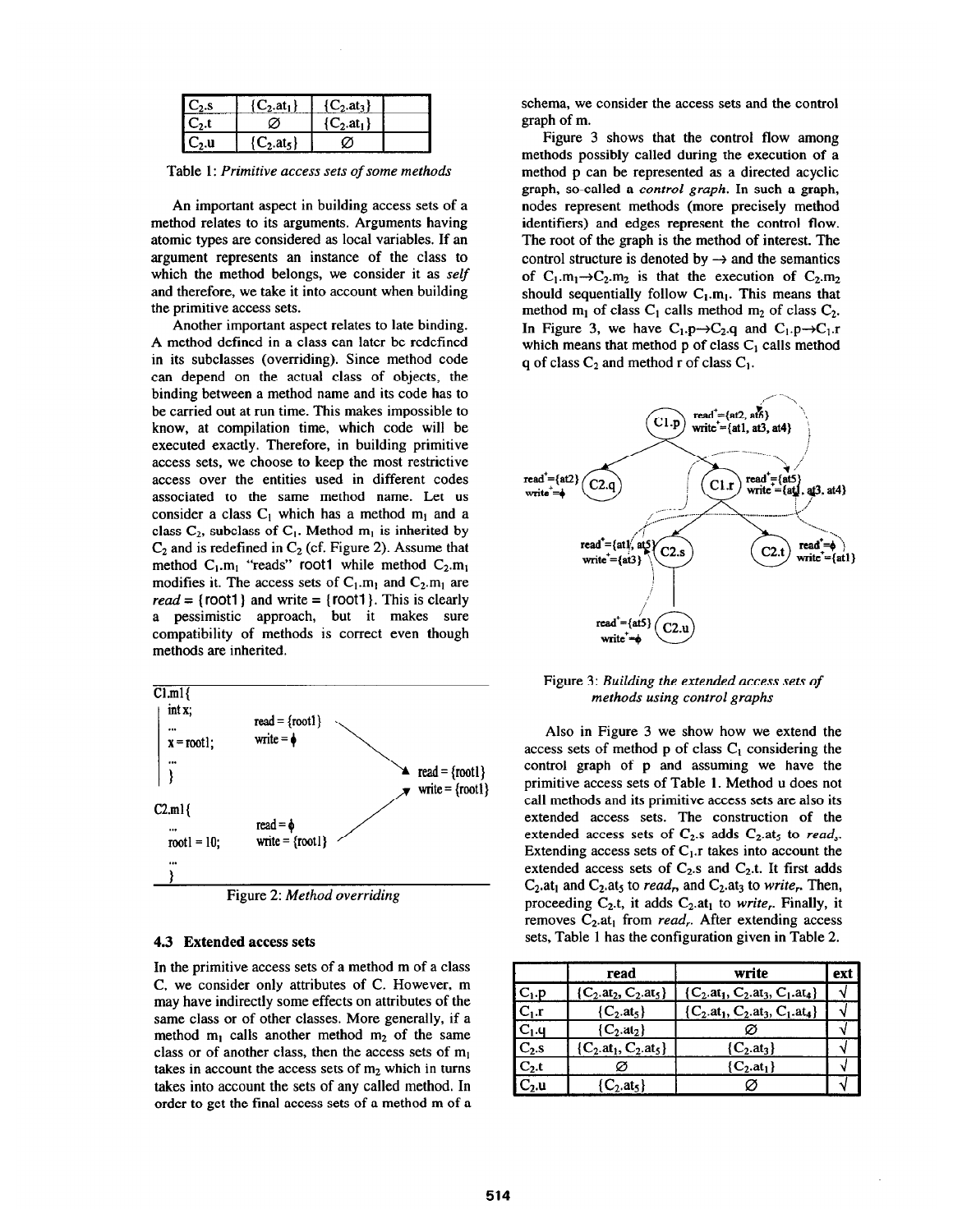| | | | |
|---|---|---|---|
| $C_2.s$ | $\{C_2.at_1\}$ | $\{C_2.at_3\}$ | |
| $C_2.t$ | $\varnothing$ | $\{C_2.at_1\}$ | |
| $C_2.u$ | $\{C_2.at_5\}$ | $\varnothing$ | |

Table 1: *Primitive access sets of some methods*

An important aspect in building access sets of a method relates to its arguments. Arguments having atomic types are considered as local variables. If an argument represents an instance of the class to which the method belongs, we consider it as *self* and therefore, we take it into account when building the primitive access sets.

Another important aspect relates to late binding. A method defined in a class can later be redefined in its subclasses (overriding). Since method code can depend on the actual class of objects, the binding between a method name and its code has to be carried out at run time. This makes impossible to know, at compilation time, which code will be executed exactly. Therefore, in building primitive access sets, we choose to keep the most restrictive access over the entities used in different codes associated to the same method name. Let us consider a class $C_1$ which has a method $m_1$ and a class $C_2$, subclass of $C_1$. Method $m_1$ is inherited by $C_2$ and is redefined in $C_2$ (cf. Figure 2). Assume that method $C_1.m_1$ "reads" root1 while method $C_2.m_1$ modifies it. The access sets of $C_1.m_1$ and $C_2.m_1$ are *read* = {root1} and write = {root1}. This is clearly a pessimistic approach, but it makes sure compatibility of methods is correct even though methods are inherited.

```
C1.m1{
  int x;                 read = {root1}
  ...                    write = ϕ
  x = root1;
  ...                                        read = {root1}
}                                            write = {root1}

C2.m1{
  ...                    read = ϕ
  root1 = 10;            write = {root1}
  ...
}
```

Figure 2: *Method overriding*

### 4.3 Extended access sets

In the primitive access sets of a method m of a class C, we consider only attributes of C. However, m may have indirectly some effects on attributes of the same class or of other classes. More generally, if a method $m_1$ calls another method $m_2$ of the same class or of another class, then the access sets of $m_1$ takes in account the access sets of $m_2$ which in turns takes into account the sets of any called method. In order to get the final access sets of a method m of a schema, we consider the access sets and the control graph of m.

Figure 3 shows that the control flow among methods possibly called during the execution of a method p can be represented as a directed acyclic graph, so-called a *control graph*. In such a graph, nodes represent methods (more precisely method identifiers) and edges represent the control flow. The root of the graph is the method of interest. The control structure is denoted by → and the semantics of $C_1.m_1 \rightarrow C_2.m_2$ is that the execution of $C_2.m_2$ should sequentially follow $C_1.m_1$. This means that method $m_1$ of class $C_1$ calls method $m_2$ of class $C_2$. In Figure 3, we have $C_1.p \rightarrow C_2.q$ and $C_1.p \rightarrow C_1.r$ which means that method p of class $C_1$ calls method q of class $C_2$ and method r of class $C_1$.

C1.p: $read^+=\{at2, at5\}$, $write^+=\{at1, at3, at4\}$
C2.q: $read^+=\{at2\}$, $write^+=\phi$
C1.r: $read^+=\{at5\}$, $write^+=\{at1, at3, at4\}$
C2.s: $read^+=\{at1, at5\}$, $write^+=\{at3\}$
C2.t: $read^+=\phi$, $write^+=\{at1\}$
C2.u: $read^+=\{at5\}$, $write^+=\phi$

Figure 3: *Building the extended access sets of methods using control graphs*

Also in Figure 3 we show how we extend the access sets of method p of class $C_1$ considering the control graph of p and assuming we have the primitive access sets of Table 1. Method u does not call methods and its primitive access sets are also its extended access sets. The construction of the extended access sets of $C_2.s$ adds $C_2.at_5$ to $read_s$. Extending access sets of $C_1.r$ takes into account the extended access sets of $C_2.s$ and $C_2.t$. It first adds $C_2.at_1$ and $C_2.at_5$ to $read_r$ and $C_2.at_3$ to $write_r$. Then, proceeding $C_2.t$, it adds $C_2.at_1$ to $write_r$. Finally, it removes $C_2.at_1$ from $read_r$. After extending access sets, Table 1 has the configuration given in Table 2.

| | read | write | ext |
|---|---|---|---|
| $C_1.p$ | $\{C_2.at_2, C_2.at_5\}$ | $\{C_2.at_1, C_2.at_3, C_1.at_4\}$ | √ |
| $C_1.r$ | $\{C_2.at_5\}$ | $\{C_2.at_1, C_2.at_3, C_1.at_4\}$ | √ |
| $C_1.q$ | $\{C_2.at_2\}$ | $\varnothing$ | √ |
| $C_2.s$ | $\{C_2.at_1, C_2.at_5\}$ | $\{C_2.at_3\}$ | √ |
| $C_2.t$ | $\varnothing$ | $\{C_2.at_1\}$ | √ |
| $C_2.u$ | $\{C_2.at_5\}$ | $\varnothing$ | √ |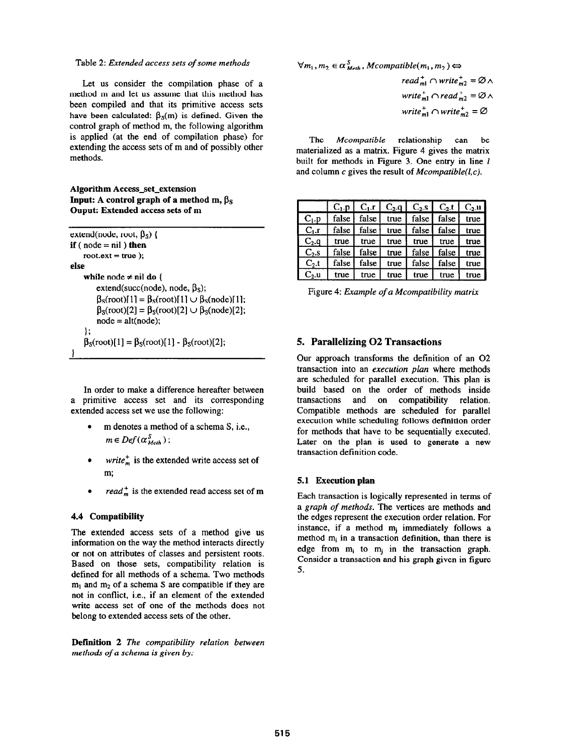Table 2: *Extended access sets of some methods*

Let us consider the compilation phase of a method m and let us assume that this method has been compiled and that its primitive access sets have been calculated: $\beta_S(m)$ is defined. Given the control graph of method m, the following algorithm is applied (at the end of compilation phase) for extending the access sets of m and of possibly other methods.

**Algorithm Access_set_extension**
**Input: A control graph of a method m, $\beta_S$**
**Ouput: Extended access sets of m**

```
extend(node, root, βS) {
if ( node = nil ) then
    root.ext = true );
else
    while node ≠ nil do {
        extend(succ(node), node, βS);
        βS(root)[1] = βS(root)[1] ∪ βS(node)[1];
        βS(root)[2] = βS(root)[2] ∪ βS(node)[2];
        node = alt(node);
    };
    βS(root)[1] = βS(root)[1] - βS(root)[2];
}
```

In order to make a difference hereafter between a primitive access set and its corresponding extended access set we use the following:

- m denotes a method of a schema S, i.e., $m \in Def(\alpha^S_{Meth})$;
- $write^+_m$ is the extended write access set of m;
- $read^+_m$ is the extended read access set of m

### 4.4 Compatibility

The extended access sets of a method give us information on the way the method interacts directly or not on attributes of classes and persistent roots. Based on those sets, compatibility relation is defined for all methods of a schema. Two methods $m_1$ and $m_2$ of a schema S are compatible if they are not in conflict, i.e., if an element of the extended write access set of one of the methods does not belong to extended access sets of the other.

**Definition 2** *The compatibility relation between methods of a schema is given by:*

$$\forall m_1, m_2 \in \alpha^S_{Meth}, Mcompatible(m_1, m_2) \Leftrightarrow$$
$$read^+_{m1} \cap write^+_{m2} = \emptyset \wedge$$
$$write^+_{m1} \cap read^+_{m2} = \emptyset \wedge$$
$$write^+_{m1} \cap write^+_{m2} = \emptyset$$

The *Mcompatible* relationship can be materialized as a matrix. Figure 4 gives the matrix built for methods in Figure 3. One entry in line *l* and column *c* gives the result of *Mcompatible(l,c)*.

| | $C_1$.p | $C_1$.r | $C_2$.q | $C_2$.s | $C_2$.t | $C_2$.u |
|---|---|---|---|---|---|---|
| $C_1$.p | false | false | true | false | false | true |
| $C_1$.r | false | false | true | false | false | true |
| $C_2$.q | true | true | true | true | true | true |
| $C_2$.s | false | false | true | false | false | true |
| $C_2$.t | false | false | true | false | false | true |
| $C_2$.u | true | true | true | true | true | true |

Figure 4: *Example of a Mcompatibility matrix*

## 5. Parallelizing O2 Transactions

Our approach transforms the definition of an O2 transaction into an *execution plan* where methods are scheduled for parallel execution. This plan is build based on the order of methods inside transactions and on compatibility relation. Compatible methods are scheduled for parallel execution while scheduling follows definition order for methods that have to be sequentially executed. Later on the plan is used to generate a new transaction definition code.

### 5.1 Execution plan

Each transaction is logically represented in terms of a *graph of methods*. The vertices are methods and the edges represent the execution order relation. For instance, if a method $m_j$ immediately follows a method $m_i$ in a transaction definition, than there is edge from $m_i$ to $m_j$ in the transaction graph. Consider a transaction and his graph given in figure 5.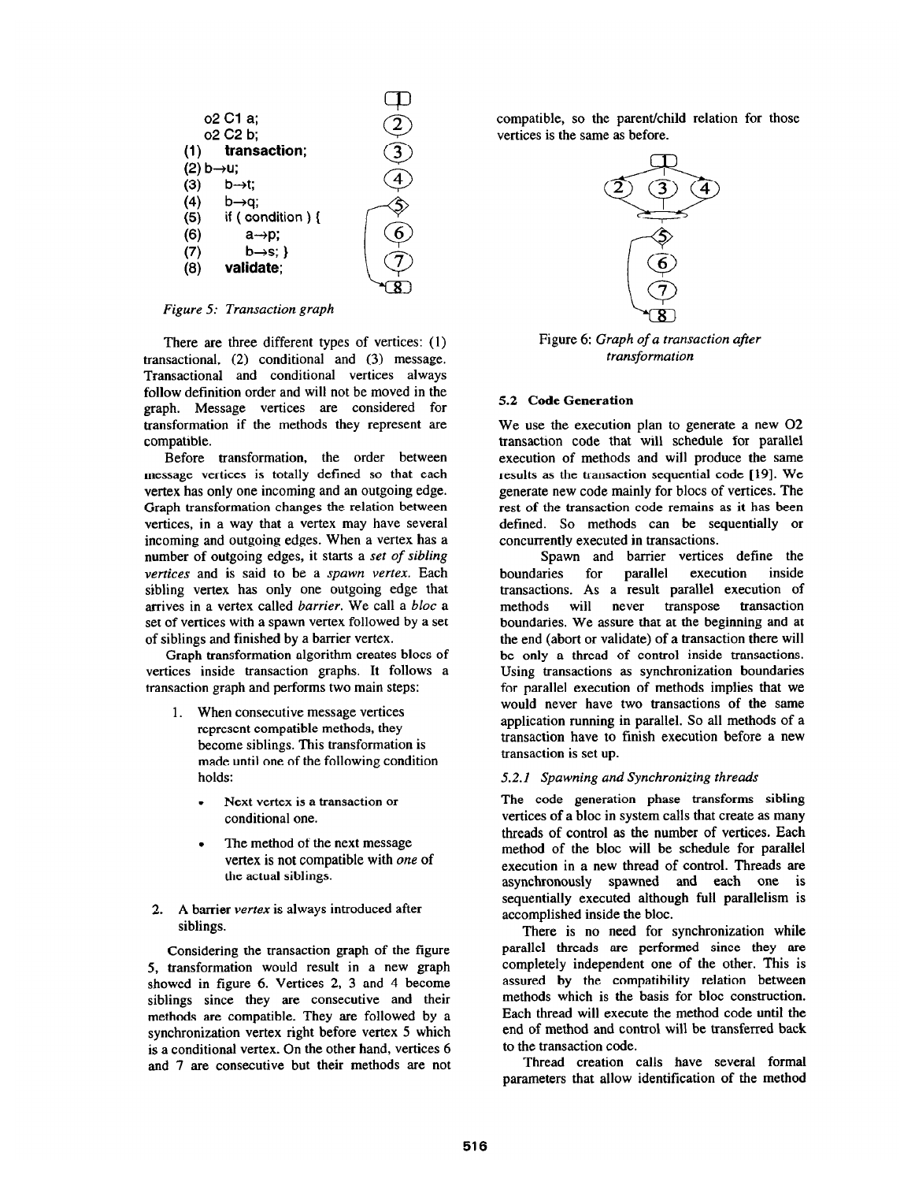```
    o2 C1 a;
    o2 C2 b;
(1)  transaction;
(2) b→u;
(3)  b→t;
(4)  b→q;
(5)  if ( condition ) {
(6)      a→p;
(7)      b→s; }
(8)  validate;
```

*Figure 5: Transaction graph*

There are three different types of vertices: (1) transactional, (2) conditional and (3) message. Transactional and conditional vertices always follow definition order and will not be moved in the graph. Message vertices are considered for transformation if the methods they represent are compatible.

Before transformation, the order between message vertices is totally defined so that each vertex has only one incoming and an outgoing edge. Graph transformation changes the relation between vertices, in a way that a vertex may have several incoming and outgoing edges. When a vertex has a number of outgoing edges, it starts a *set of sibling vertices* and is said to be a *spawn vertex*. Each sibling vertex has only one outgoing edge that arrives in a vertex called *barrier*. We call a *bloc* a set of vertices with a spawn vertex followed by a set of siblings and finished by a barrier vertex.

Graph transformation algorithm creates blocs of vertices inside transaction graphs. It follows a transaction graph and performs two main steps:

1. When consecutive message vertices represent compatible methods, they become siblings. This transformation is made until one of the following condition holds:
   - Next vertex is a transaction or conditional one.
   - The method of the next message vertex is not compatible with *one* of the actual siblings.
2. A barrier *vertex* is always introduced after siblings.

Considering the transaction graph of the figure 5, transformation would result in a new graph showed in figure 6. Vertices 2, 3 and 4 become siblings since they are consecutive and their methods are compatible. They are followed by a synchronization vertex right before vertex 5 which is a conditional vertex. On the other hand, vertices 6 and 7 are consecutive but their methods are not compatible, so the parent/child relation for those vertices is the same as before.

Figure 6: *Graph of a transaction after transformation*

### 5.2 Code Generation

We use the execution plan to generate a new O2 transaction code that will schedule for parallel execution of methods and will produce the same results as the transaction sequential code [19]. We generate new code mainly for blocs of vertices. The rest of the transaction code remains as it has been defined. So methods can be sequentially or concurrently executed in transactions.

Spawn and barrier vertices define the boundaries for parallel execution inside transactions. As a result parallel execution of methods will never transpose transaction boundaries. We assure that at the beginning and at the end (abort or validate) of a transaction there will be only a thread of control inside transactions. Using transactions as synchronization boundaries for parallel execution of methods implies that we would never have two transactions of the same application running in parallel. So all methods of a transaction have to finish execution before a new transaction is set up.

#### *5.2.1 Spawning and Synchronizing threads*

The code generation phase transforms sibling vertices of a bloc in system calls that create as many threads of control as the number of vertices. Each method of the bloc will be schedule for parallel execution in a new thread of control. Threads are asynchronously spawned and each one is sequentially executed although full parallelism is accomplished inside the bloc.

There is no need for synchronization while parallel threads are performed since they are completely independent one of the other. This is assured by the compatibility relation between methods which is the basis for bloc construction. Each thread will execute the method code until the end of method and control will be transferred back to the transaction code.

Thread creation calls have several formal parameters that allow identification of the method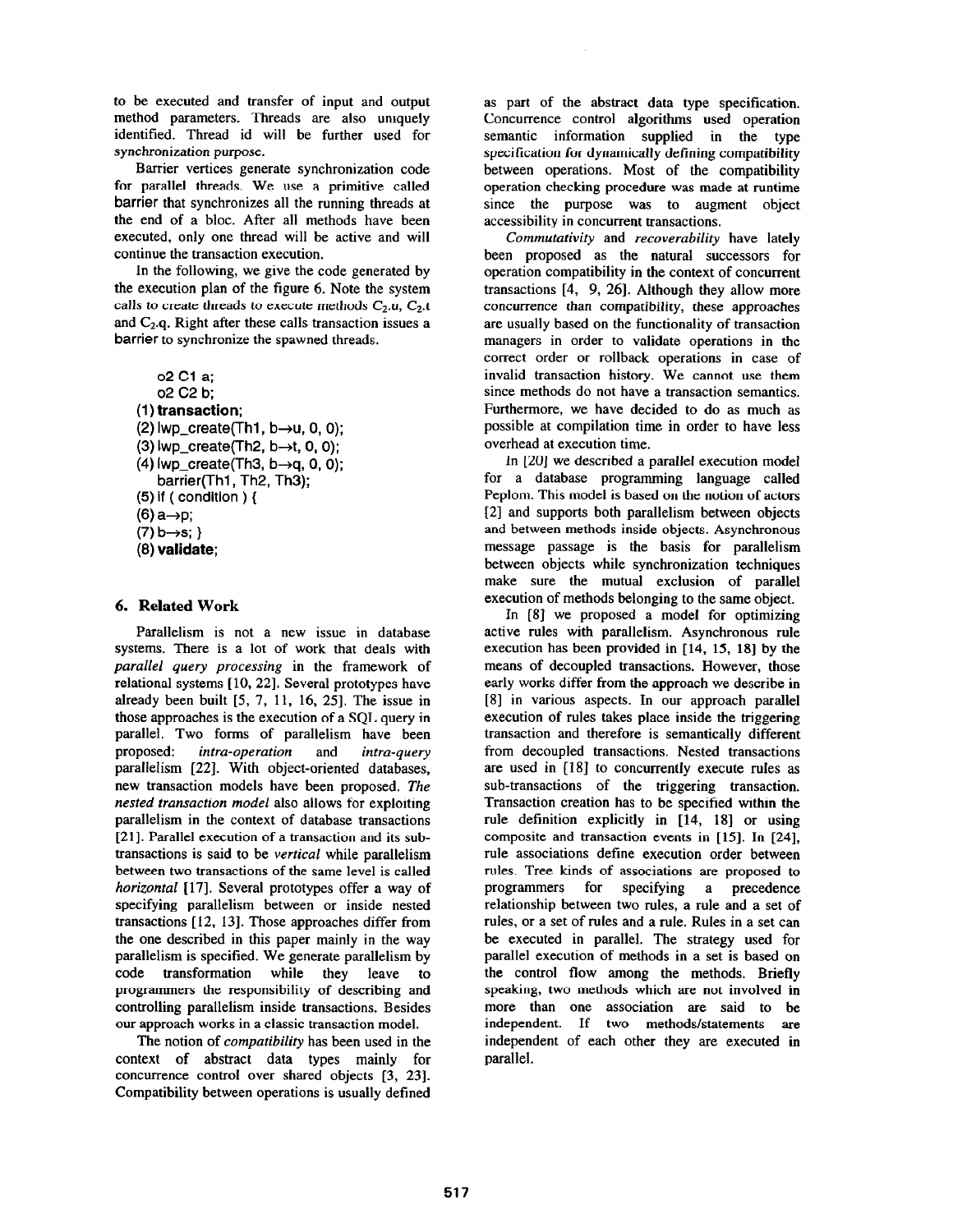to be executed and transfer of input and output method parameters. Threads are also uniquely identified. Thread id will be further used for synchronization purpose.

Barrier vertices generate synchronization code for parallel threads. We use a primitive called barrier that synchronizes all the running threads at the end of a bloc. After all methods have been executed, only one thread will be active and will continue the transaction execution.

In the following, we give the code generated by the execution plan of the figure 6. Note the system calls to create threads to execute methods $C_2.u$, $C_2.t$ and $C_2.q$. Right after these calls transaction issues a barrier to synchronize the spawned threads.

```
    o2 C1 a;
    o2 C2 b;
(1) transaction;
(2) lwp_create(Th1, b->u, 0, 0);
(3) lwp_create(Th2, b->t, 0, 0);
(4) lwp_create(Th3, b->q, 0, 0);
    barrier(Th1, Th2, Th3);
(5) if ( condition ) {
(6) a->p;
(7) b->s; }
(8) validate;
```

## 6. Related Work

Parallelism is not a new issue in database systems. There is a lot of work that deals with *parallel query processing* in the framework of relational systems [10, 22]. Several prototypes have already been built [5, 7, 11, 16, 25]. The issue in those approaches is the execution of a SQL query in parallel. Two forms of parallelism have been proposed: *intra-operation* and *intra-query* parallelism [22]. With object-oriented databases, new transaction models have been proposed. *The nested transaction model* also allows for exploiting parallelism in the context of database transactions [21]. Parallel execution of a transaction and its sub-transactions is said to be *vertical* while parallelism between two transactions of the same level is called *horizontal* [17]. Several prototypes offer a way of specifying parallelism between or inside nested transactions [12, 13]. Those approaches differ from the one described in this paper mainly in the way parallelism is specified. We generate parallelism by code transformation while they leave to programmers the responsibility of describing and controlling parallelism inside transactions. Besides our approach works in a classic transaction model.

The notion of *compatibility* has been used in the context of abstract data types mainly for concurrence control over shared objects [3, 23]. Compatibility between operations is usually defined as part of the abstract data type specification. Concurrence control algorithms used operation semantic information supplied in the type specification for dynamically defining compatibility between operations. Most of the compatibility operation checking procedure was made at runtime since the purpose was to augment object accessibility in concurrent transactions.

*Commutativity* and *recoverability* have lately been proposed as the natural successors for operation compatibility in the context of concurrent transactions [4, 9, 26]. Although they allow more concurrence than compatibility, these approaches are usually based on the functionality of transaction managers in order to validate operations in the correct order or rollback operations in case of invalid transaction history. We cannot use them since methods do not have a transaction semantics. Furthermore, we have decided to do as much as possible at compilation time in order to have less overhead at execution time.

In [20] we described a parallel execution model for a database programming language called Peplom. This model is based on the notion of actors [2] and supports both parallelism between objects and between methods inside objects. Asynchronous message passage is the basis for parallelism between objects while synchronization techniques make sure the mutual exclusion of parallel execution of methods belonging to the same object.

In [8] we proposed a model for optimizing active rules with parallelism. Asynchronous rule execution has been provided in [14, 15, 18] by the means of decoupled transactions. However, those early works differ from the approach we describe in [8] in various aspects. In our approach parallel execution of rules takes place inside the triggering transaction and therefore is semantically different from decoupled transactions. Nested transactions are used in [18] to concurrently execute rules as sub-transactions of the triggering transaction. Transaction creation has to be specified within the rule definition explicitly in [14, 18] or using composite and transaction events in [15]. In [24], rule associations define execution order between rules. Tree kinds of associations are proposed to programmers for specifying a precedence relationship between two rules, a rule and a set of rules, or a set of rules and a rule. Rules in a set can be executed in parallel. The strategy used for parallel execution of methods in a set is based on the control flow among the methods. Briefly speaking, two methods which are not involved in more than one association are said to be independent. If two methods/statements are independent of each other they are executed in parallel.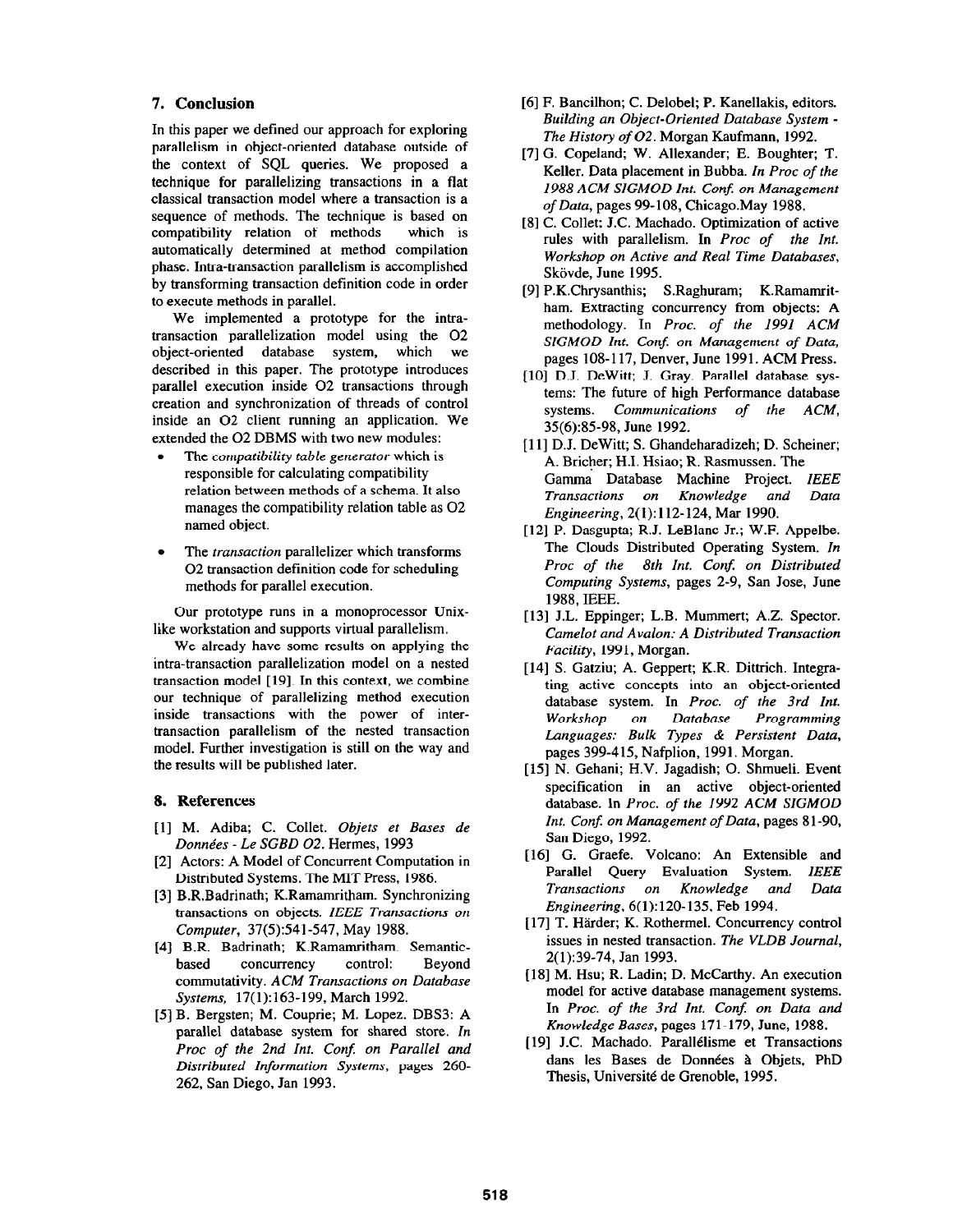## 7. Conclusion

In this paper we defined our approach for exploring parallelism in object-oriented database outside of the context of SQL queries. We proposed a technique for parallelizing transactions in a flat classical transaction model where a transaction is a sequence of methods. The technique is based on compatibility relation of methods which is automatically determined at method compilation phase. Intra-transaction parallelism is accomplished by transforming transaction definition code in order to execute methods in parallel.

We implemented a prototype for the intra-transaction parallelization model using the O2 object-oriented database system, which we described in this paper. The prototype introduces parallel execution inside O2 transactions through creation and synchronization of threads of control inside an O2 client running an application. We extended the O2 DBMS with two new modules:

- The *compatibility table generator* which is responsible for calculating compatibility relation between methods of a schema. It also manages the compatibility relation table as O2 named object.
- The *transaction* parallelizer which transforms O2 transaction definition code for scheduling methods for parallel execution.

Our prototype runs in a monoprocessor Unix-like workstation and supports virtual parallelism.

We already have some results on applying the intra-transaction parallelization model on a nested transaction model [19]. In this context, we combine our technique of parallelizing method execution inside transactions with the power of inter-transaction parallelism of the nested transaction model. Further investigation is still on the way and the results will be published later.

## 8. References

[1] M. Adiba; C. Collet. *Objets et Bases de Données - Le SGBD O2*. Hermes, 1993

[2] Actors: A Model of Concurrent Computation in Distributed Systems. The MIT Press, 1986.

[3] B.R.Badrinath; K.Ramamritham. Synchronizing transactions on objects. *IEEE Transactions on Computer*, 37(5):541-547, May 1988.

[4] B.R. Badrinath; K.Ramamritham. Semantic-based concurrency control: Beyond commutativity. *ACM Transactions on Database Systems*, 17(1):163-199, March 1992.

[5] B. Bergsten; M. Couprie; M. Lopez. DBS3: A parallel database system for shared store. *In Proc of the 2nd Int. Conf. on Parallel and Distributed Information Systems*, pages 260-262, San Diego, Jan 1993.

[6] F. Bancilhon; C. Delobel; P. Kanellakis, editors. *Building an Object-Oriented Database System - The History of O2*. Morgan Kaufmann, 1992.

[7] G. Copeland; W. Allexander; E. Boughter; T. Keller. Data placement in Bubba. *In Proc of the 1988 ACM SIGMOD Int. Conf. on Management of Data*, pages 99-108, Chicago.May 1988.

[8] C. Collet; J.C. Machado. Optimization of active rules with parallelism. In *Proc of the Int. Workshop on Active and Real Time Databases*, Skövde, June 1995.

[9] P.K.Chrysanthis; S.Raghuram; K.Ramamritham. Extracting concurrency from objects: A methodology. In *Proc. of the 1991 ACM SIGMOD Int. Conf. on Management of Data*, pages 108-117, Denver, June 1991. ACM Press.

[10] D.J. DeWitt; J. Gray. Parallel database systems: The future of high Performance database systems. *Communications of the ACM*, 35(6):85-98, June 1992.

[11] D.J. DeWitt; S. Ghandeharadizeh; D. Scheiner; A. Bricher; H.I. Hsiao; R. Rasmussen. The Gamma Database Machine Project. *IEEE Transactions on Knowledge and Data Engineering*, 2(1):112-124, Mar 1990.

[12] P. Dasgupta; R.J. LeBlanc Jr.; W.F. Appelbe. The Clouds Distributed Operating System. *In Proc of the 8th Int. Conf. on Distributed Computing Systems*, pages 2-9, San Jose, June 1988, IEEE.

[13] J.L. Eppinger; L.B. Mummert; A.Z. Spector. *Camelot and Avalon: A Distributed Transaction Facility*, 1991, Morgan.

[14] S. Gatziu; A. Geppert; K.R. Dittrich. Integrating active concepts into an object-oriented database system. In *Proc. of the 3rd Int. Workshop on Database Programming Languages: Bulk Types & Persistent Data*, pages 399-415, Nafplion, 1991. Morgan.

[15] N. Gehani; H.V. Jagadish; O. Shmueli. Event specification in an active object-oriented database. In *Proc. of the 1992 ACM SIGMOD Int. Conf. on Management of Data*, pages 81-90, San Diego, 1992.

[16] G. Graefe. Volcano: An Extensible and Parallel Query Evaluation System. *IEEE Transactions on Knowledge and Data Engineering*, 6(1):120-135, Feb 1994.

[17] T. Härder; K. Rothermel. Concurrency control issues in nested transaction. *The VLDB Journal*, 2(1):39-74, Jan 1993.

[18] M. Hsu; R. Ladin; D. McCarthy. An execution model for active database management systems. In *Proc. of the 3rd Int. Conf. on Data and Knowledge Bases*, pages 171-179, June, 1988.

[19] J.C. Machado. Parallélisme et Transactions dans les Bases de Données à Objets, PhD Thesis, Université de Grenoble, 1995.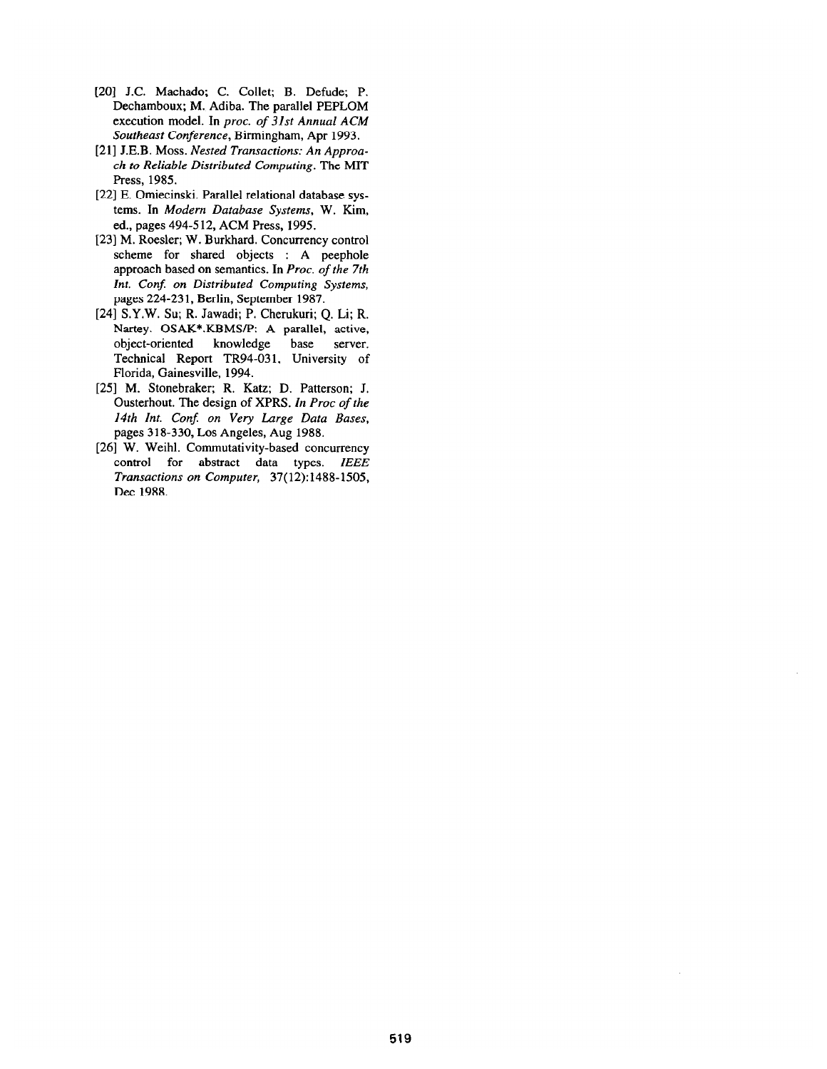[20] J.C. Machado; C. Collet; B. Defude; P. Dechamboux; M. Adiba. The parallel PEPLOM execution model. In *proc. of 31st Annual ACM Southeast Conference*, Birmingham, Apr 1993.

[21] J.E.B. Moss. *Nested Transactions: An Approach to Reliable Distributed Computing*. The MIT Press, 1985.

[22] E. Omiecinski. Parallel relational database systems. In *Modern Database Systems*, W. Kim, ed., pages 494-512, ACM Press, 1995.

[23] M. Roesler; W. Burkhard. Concurrency control scheme for shared objects : A peephole approach based on semantics. In *Proc. of the 7th Int. Conf. on Distributed Computing Systems*, pages 224-231, Berlin, September 1987.

[24] S.Y.W. Su; R. Jawadi; P. Cherukuri; Q. Li; R. Nartey. OSAK*.KBMS/P: A parallel, active, object-oriented knowledge base server. Technical Report TR94-031, University of Florida, Gainesville, 1994.

[25] M. Stonebraker; R. Katz; D. Patterson; J. Ousterhout. The design of XPRS. *In Proc of the 14th Int. Conf. on Very Large Data Bases*, pages 318-330, Los Angeles, Aug 1988.

[26] W. Weihl. Commutativity-based concurrency control for abstract data types. *IEEE Transactions on Computer,* 37(12):1488-1505, Dec 1988.